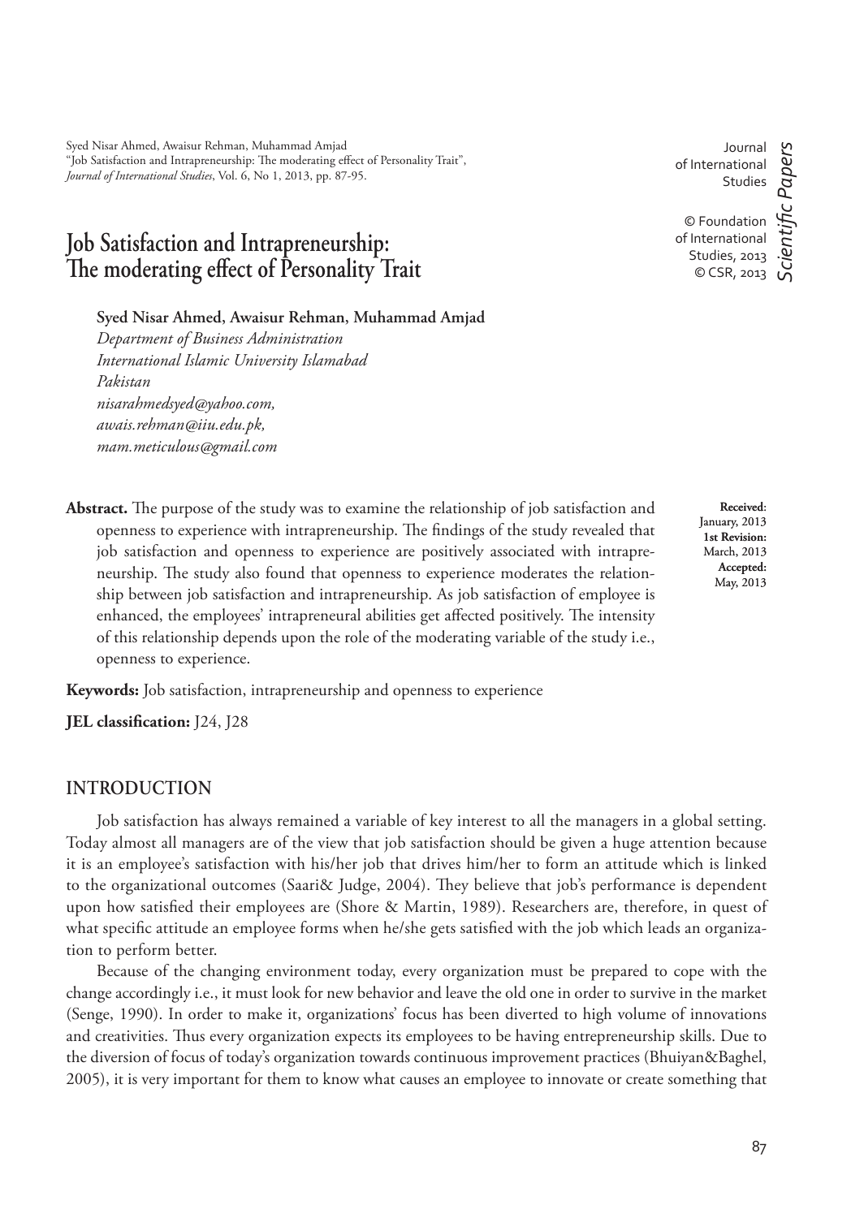Syed Nisar Ahmed, Awaisur Rehman, Muhammad Amjad
"Job Satisfaction and Intrapreneurship: The moderating effect of Personality Trait",
*Journal of International Studies*, Vol. 6, No 1, 2013, pp. 87-95.

Journal of International Studies

© Foundation of International Studies, 2013
© CSR, 2013

*Scientific Papers*

# Job Satisfaction and Intrapreneurship: The moderating effect of Personality Trait

**Syed Nisar Ahmed, Awaisur Rehman, Muhammad Amjad**
*Department of Business Administration*
*International Islamic University Islamabad*
*Pakistan*
*nisarahmedsyed@yahoo.com,*
*awais.rehman@iiu.edu.pk,*
*mam.meticulous@gmail.com*

**Received:** January, 2013
**1st Revision:** March, 2013
**Accepted:** May, 2013

**Abstract.** The purpose of the study was to examine the relationship of job satisfaction and openness to experience with intrapreneurship. The findings of the study revealed that job satisfaction and openness to experience are positively associated with intrapreneurship. The study also found that openness to experience moderates the relationship between job satisfaction and intrapreneurship. As job satisfaction of employee is enhanced, the employees' intrapreneural abilities get affected positively. The intensity of this relationship depends upon the role of the moderating variable of the study i.e., openness to experience.

**Keywords:** Job satisfaction, intrapreneurship and openness to experience

**JEL classification:** J24, J28

## INTRODUCTION

Job satisfaction has always remained a variable of key interest to all the managers in a global setting. Today almost all managers are of the view that job satisfaction should be given a huge attention because it is an employee's satisfaction with his/her job that drives him/her to form an attitude which is linked to the organizational outcomes (Saari& Judge, 2004). They believe that job's performance is dependent upon how satisfied their employees are (Shore & Martin, 1989). Researchers are, therefore, in quest of what specific attitude an employee forms when he/she gets satisfied with the job which leads an organization to perform better.

Because of the changing environment today, every organization must be prepared to cope with the change accordingly i.e., it must look for new behavior and leave the old one in order to survive in the market (Senge, 1990). In order to make it, organizations' focus has been diverted to high volume of innovations and creativities. Thus every organization expects its employees to be having entrepreneurship skills. Due to the diversion of focus of today's organization towards continuous improvement practices (Bhuiyan&Baghel, 2005), it is very important for them to know what causes an employee to innovate or create something that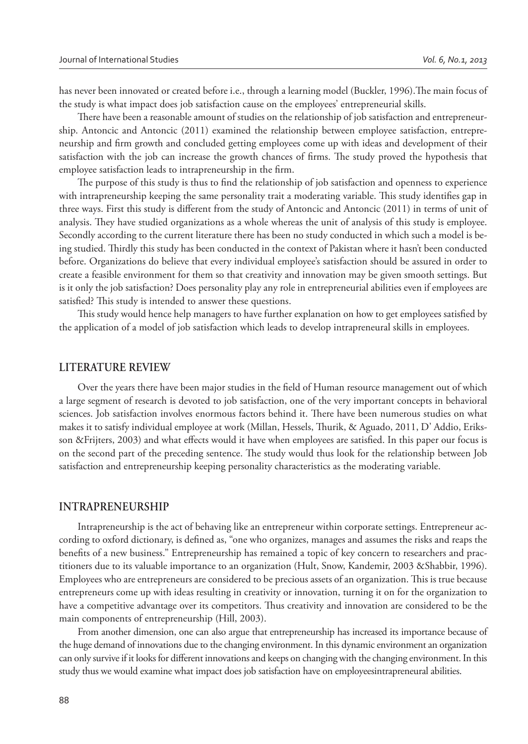has never been innovated or created before i.e., through a learning model (Buckler, 1996).The main focus of the study is what impact does job satisfaction cause on the employees' entrepreneurial skills.

There have been a reasonable amount of studies on the relationship of job satisfaction and entrepreneurship. Antoncic and Antoncic (2011) examined the relationship between employee satisfaction, entrepreneurship and firm growth and concluded getting employees come up with ideas and development of their satisfaction with the job can increase the growth chances of firms. The study proved the hypothesis that employee satisfaction leads to intrapreneurship in the firm.

The purpose of this study is thus to find the relationship of job satisfaction and openness to experience with intrapreneurship keeping the same personality trait a moderating variable. This study identifies gap in three ways. First this study is different from the study of Antoncic and Antoncic (2011) in terms of unit of analysis. They have studied organizations as a whole whereas the unit of analysis of this study is employee. Secondly according to the current literature there has been no study conducted in which such a model is being studied. Thirdly this study has been conducted in the context of Pakistan where it hasn't been conducted before. Organizations do believe that every individual employee's satisfaction should be assured in order to create a feasible environment for them so that creativity and innovation may be given smooth settings. But is it only the job satisfaction? Does personality play any role in entrepreneurial abilities even if employees are satisfied? This study is intended to answer these questions.

This study would hence help managers to have further explanation on how to get employees satisfied by the application of a model of job satisfaction which leads to develop intrapreneural skills in employees.

## LITERATURE REVIEW

Over the years there have been major studies in the field of Human resource management out of which a large segment of research is devoted to job satisfaction, one of the very important concepts in behavioral sciences. Job satisfaction involves enormous factors behind it. There have been numerous studies on what makes it to satisfy individual employee at work (Millan, Hessels, Thurik, & Aguado, 2011, D' Addio, Eriksson &Frijters, 2003) and what effects would it have when employees are satisfied. In this paper our focus is on the second part of the preceding sentence. The study would thus look for the relationship between Job satisfaction and entrepreneurship keeping personality characteristics as the moderating variable.

## INTRAPRENEURSHIP

Intrapreneurship is the act of behaving like an entrepreneur within corporate settings. Entrepreneur according to oxford dictionary, is defined as, "one who organizes, manages and assumes the risks and reaps the benefits of a new business." Entrepreneurship has remained a topic of key concern to researchers and practitioners due to its valuable importance to an organization (Hult, Snow, Kandemir, 2003 &Shabbir, 1996). Employees who are entrepreneurs are considered to be precious assets of an organization. This is true because entrepreneurs come up with ideas resulting in creativity or innovation, turning it on for the organization to have a competitive advantage over its competitors. Thus creativity and innovation are considered to be the main components of entrepreneurship (Hill, 2003).

From another dimension, one can also argue that entrepreneurship has increased its importance because of the huge demand of innovations due to the changing environment. In this dynamic environment an organization can only survive if it looks for different innovations and keeps on changing with the changing environment. In this study thus we would examine what impact does job satisfaction have on employeesintrapreneural abilities.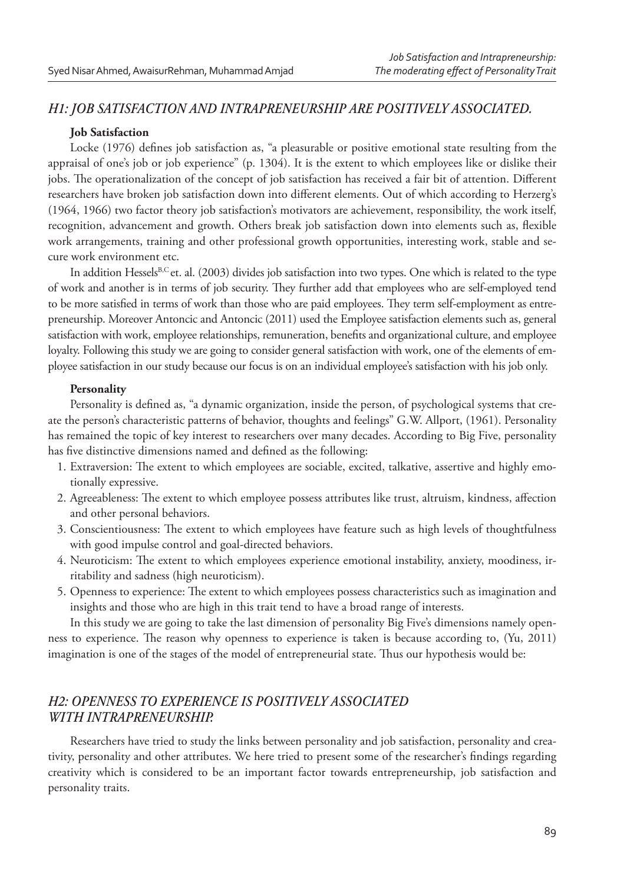## *H1: JOB SATISFACTION AND INTRAPRENEURSHIP ARE POSITIVELY ASSOCIATED.*

### Job Satisfaction

Locke (1976) defines job satisfaction as, "a pleasurable or positive emotional state resulting from the appraisal of one's job or job experience" (p. 1304). It is the extent to which employees like or dislike their jobs. The operationalization of the concept of job satisfaction has received a fair bit of attention. Different researchers have broken job satisfaction down into different elements. Out of which according to Herzerg's (1964, 1966) two factor theory job satisfaction's motivators are achievement, responsibility, the work itself, recognition, advancement and growth. Others break job satisfaction down into elements such as, flexible work arrangements, training and other professional growth opportunities, interesting work, stable and secure work environment etc.

In addition Hessels[B,C] et. al. (2003) divides job satisfaction into two types. One which is related to the type of work and another is in terms of job security. They further add that employees who are self-employed tend to be more satisfied in terms of work than those who are paid employees. They term self-employment as entrepreneurship. Moreover Antoncic and Antoncic (2011) used the Employee satisfaction elements such as, general satisfaction with work, employee relationships, remuneration, benefits and organizational culture, and employee loyalty. Following this study we are going to consider general satisfaction with work, one of the elements of employee satisfaction in our study because our focus is on an individual employee's satisfaction with his job only.

### Personality

Personality is defined as, "a dynamic organization, inside the person, of psychological systems that create the person's characteristic patterns of behavior, thoughts and feelings" G.W. Allport, (1961). Personality has remained the topic of key interest to researchers over many decades. According to Big Five, personality has five distinctive dimensions named and defined as the following:

1. Extraversion: The extent to which employees are sociable, excited, talkative, assertive and highly emotionally expressive.
2. Agreeableness: The extent to which employee possess attributes like trust, altruism, kindness, affection and other personal behaviors.
3. Conscientiousness: The extent to which employees have feature such as high levels of thoughtfulness with good impulse control and goal-directed behaviors.
4. Neuroticism: The extent to which employees experience emotional instability, anxiety, moodiness, irritability and sadness (high neuroticism).
5. Openness to experience: The extent to which employees possess characteristics such as imagination and insights and those who are high in this trait tend to have a broad range of interests.

In this study we are going to take the last dimension of personality Big Five's dimensions namely openness to experience. The reason why openness to experience is taken is because according to, (Yu, 2011) imagination is one of the stages of the model of entrepreneurial state. Thus our hypothesis would be:

## *H2: OPENNESS TO EXPERIENCE IS POSITIVELY ASSOCIATED WITH INTRAPRENEURSHIP.*

Researchers have tried to study the links between personality and job satisfaction, personality and creativity, personality and other attributes. We here tried to present some of the researcher's findings regarding creativity which is considered to be an important factor towards entrepreneurship, job satisfaction and personality traits.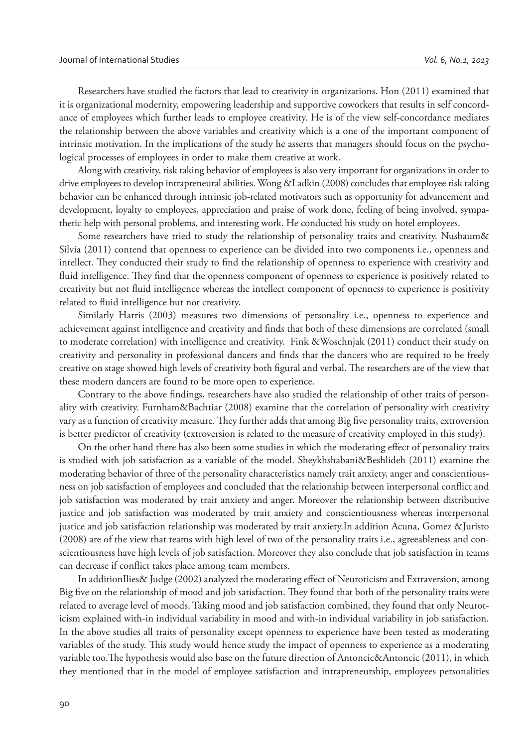Researchers have studied the factors that lead to creativity in organizations. Hon (2011) examined that it is organizational modernity, empowering leadership and supportive coworkers that results in self concordance of employees which further leads to employee creativity. He is of the view self-concordance mediates the relationship between the above variables and creativity which is a one of the important component of intrinsic motivation. In the implications of the study he asserts that managers should focus on the psychological processes of employees in order to make them creative at work.

Along with creativity, risk taking behavior of employees is also very important for organizations in order to drive employees to develop intrapreneural abilities. Wong &Ladkin (2008) concludes that employee risk taking behavior can be enhanced through intrinsic job-related motivators such as opportunity for advancement and development, loyalty to employees, appreciation and praise of work done, feeling of being involved, sympathetic help with personal problems, and interesting work. He conducted his study on hotel employees.

Some researchers have tried to study the relationship of personality traits and creativity. Nusbaum& Silvia (2011) contend that openness to experience can be divided into two components i.e., openness and intellect. They conducted their study to find the relationship of openness to experience with creativity and fluid intelligence. They find that the openness component of openness to experience is positively related to creativity but not fluid intelligence whereas the intellect component of openness to experience is positivity related to fluid intelligence but not creativity.

Similarly Harris (2003) measures two dimensions of personality i.e., openness to experience and achievement against intelligence and creativity and finds that both of these dimensions are correlated (small to moderate correlation) with intelligence and creativity. Fink &Woschnjak (2011) conduct their study on creativity and personality in professional dancers and finds that the dancers who are required to be freely creative on stage showed high levels of creativity both figural and verbal. The researchers are of the view that these modern dancers are found to be more open to experience.

Contrary to the above findings, researchers have also studied the relationship of other traits of personality with creativity. Furnham&Bachtiar (2008) examine that the correlation of personality with creativity vary as a function of creativity measure. They further adds that among Big five personality traits, extroversion is better predictor of creativity (extroversion is related to the measure of creativity employed in this study).

On the other hand there has also been some studies in which the moderating effect of personality traits is studied with job satisfaction as a variable of the model. Sheykhshabani&Beshlideh (2011) examine the moderating behavior of three of the personality characteristics namely trait anxiety, anger and conscientiousness on job satisfaction of employees and concluded that the relationship between interpersonal conflict and job satisfaction was moderated by trait anxiety and anger. Moreover the relationship between distributive justice and job satisfaction was moderated by trait anxiety and conscientiousness whereas interpersonal justice and job satisfaction relationship was moderated by trait anxiety.In addition Acuna, Gomez &Juristo (2008) are of the view that teams with high level of two of the personality traits i.e., agreeableness and conscientiousness have high levels of job satisfaction. Moreover they also conclude that job satisfaction in teams can decrease if conflict takes place among team members.

In additionIlies& Judge (2002) analyzed the moderating effect of Neuroticism and Extraversion, among Big five on the relationship of mood and job satisfaction. They found that both of the personality traits were related to average level of moods. Taking mood and job satisfaction combined, they found that only Neuroticism explained with-in individual variability in mood and with-in individual variability in job satisfaction. In the above studies all traits of personality except openness to experience have been tested as moderating variables of the study. This study would hence study the impact of openness to experience as a moderating variable too.The hypothesis would also base on the future direction of Antoncic&Antoncic (2011), in which they mentioned that in the model of employee satisfaction and intrapreneurship, employees personalities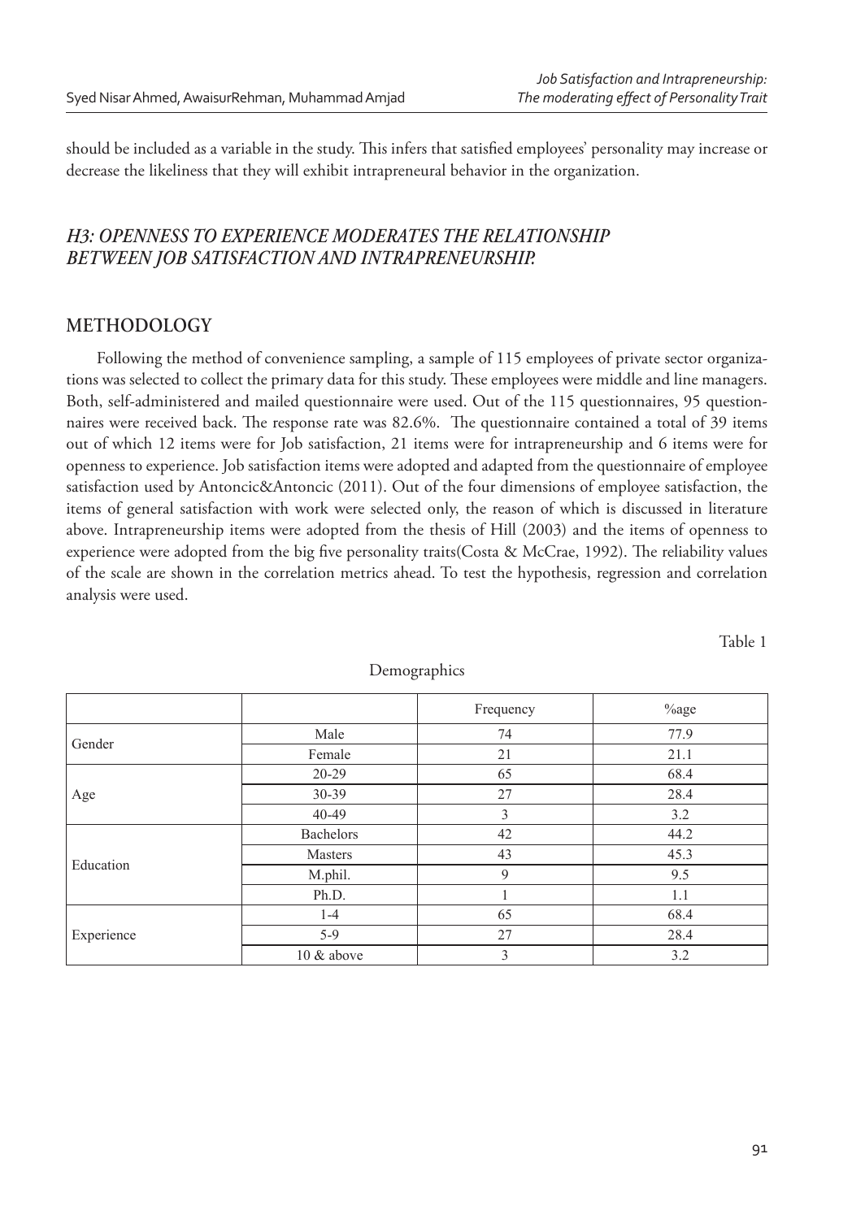should be included as a variable in the study. This infers that satisfied employees' personality may increase or decrease the likeliness that they will exhibit intrapreneural behavior in the organization.

### *H3: OPENNESS TO EXPERIENCE MODERATES THE RELATIONSHIP BETWEEN JOB SATISFACTION AND INTRAPRENEURSHIP.*

## METHODOLOGY

Following the method of convenience sampling, a sample of 115 employees of private sector organizations was selected to collect the primary data for this study. These employees were middle and line managers. Both, self-administered and mailed questionnaire were used. Out of the 115 questionnaires, 95 questionnaires were received back. The response rate was 82.6%. The questionnaire contained a total of 39 items out of which 12 items were for Job satisfaction, 21 items were for intrapreneurship and 6 items were for openness to experience. Job satisfaction items were adopted and adapted from the questionnaire of employee satisfaction used by Antoncic&Antoncic (2011). Out of the four dimensions of employee satisfaction, the items of general satisfaction with work were selected only, the reason of which is discussed in literature above. Intrapreneurship items were adopted from the thesis of Hill (2003) and the items of openness to experience were adopted from the big five personality traits(Costa & McCrae, 1992). The reliability values of the scale are shown in the correlation metrics ahead. To test the hypothesis, regression and correlation analysis were used.

Table 1

Demographics

| | | Frequency | %age |
|---|---|---|---|
| Gender | Male | 74 | 77.9 |
| | Female | 21 | 21.1 |
| Age | 20-29 | 65 | 68.4 |
| | 30-39 | 27 | 28.4 |
| | 40-49 | 3 | 3.2 |
| Education | Bachelors | 42 | 44.2 |
| | Masters | 43 | 45.3 |
| | M.phil. | 9 | 9.5 |
| | Ph.D. | 1 | 1.1 |
| Experience | 1-4 | 65 | 68.4 |
| | 5-9 | 27 | 28.4 |
| | 10 & above | 3 | 3.2 |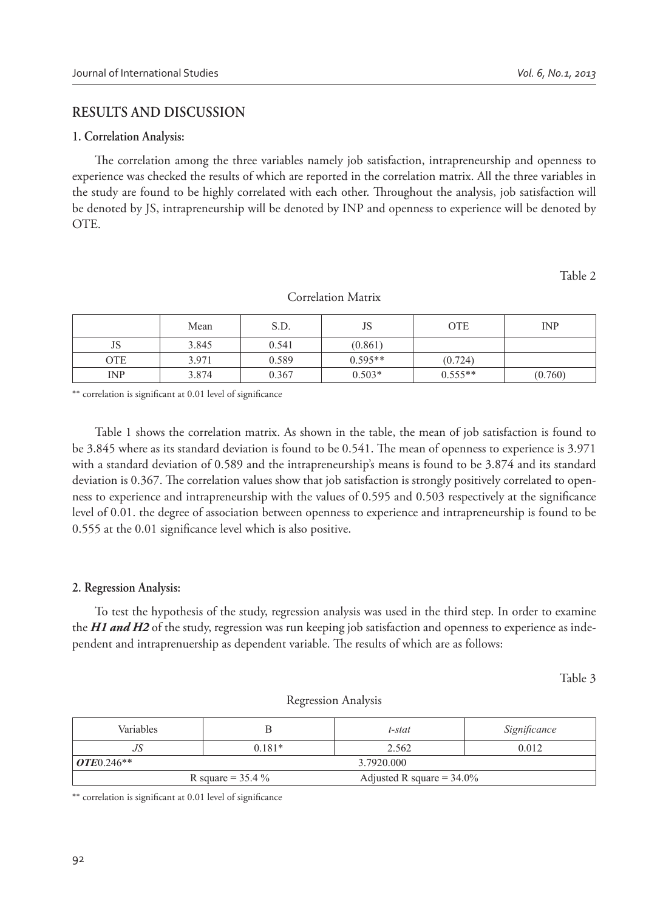## RESULTS AND DISCUSSION

### 1. Correlation Analysis:

The correlation among the three variables namely job satisfaction, intrapreneurship and openness to experience was checked the results of which are reported in the correlation matrix. All the three variables in the study are found to be highly correlated with each other. Throughout the analysis, job satisfaction will be denoted by JS, intrapreneurship will be denoted by INP and openness to experience will be denoted by OTE.

Table 2

Correlation Matrix

| | Mean | S.D. | JS | OTE | INP |
|---|---|---|---|---|---|
| JS | 3.845 | 0.541 | (0.861) | | |
| OTE | 3.971 | 0.589 | 0.595** | (0.724) | |
| INP | 3.874 | 0.367 | 0.503* | 0.555** | (0.760) |

** correlation is significant at 0.01 level of significance

Table 1 shows the correlation matrix. As shown in the table, the mean of job satisfaction is found to be 3.845 where as its standard deviation is found to be 0.541. The mean of openness to experience is 3.971 with a standard deviation of 0.589 and the intrapreneurship's means is found to be 3.874 and its standard deviation is 0.367. The correlation values show that job satisfaction is strongly positively correlated to openness to experience and intrapreneurship with the values of 0.595 and 0.503 respectively at the significance level of 0.01. the degree of association between openness to experience and intrapreneurship is found to be 0.555 at the 0.01 significance level which is also positive.

### 2. Regression Analysis:

To test the hypothesis of the study, regression analysis was used in the third step. In order to examine the ***H1 and H2*** of the study, regression was run keeping job satisfaction and openness to experience as independent and intraprenuership as dependent variable. The results of which are as follows:

Table 3

Regression Analysis

| Variables | B | *t-stat* | *Significance* |
|---|---|---|---|
| *JS* | 0.181* | 2.562 | 0.012 |
| ***OTE***0.246** | | 3.7920.000 | |
| R square = 35.4 % | | Adjusted R square = 34.0% | |

** correlation is significant at 0.01 level of significance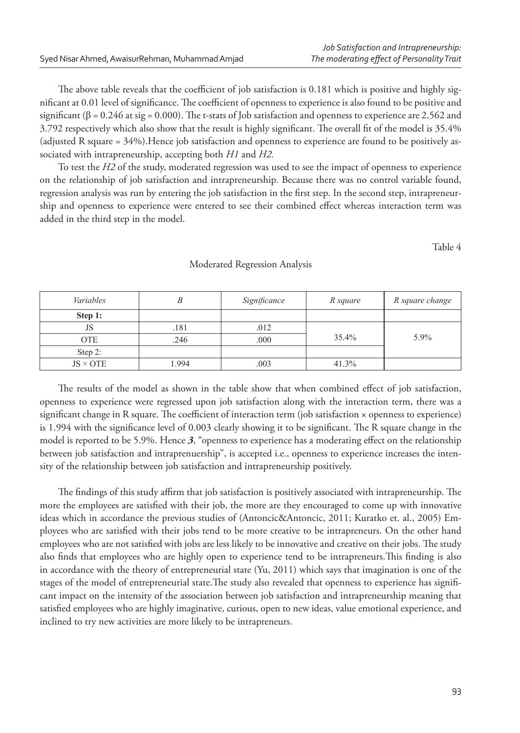The above table reveals that the coefficient of job satisfaction is 0.181 which is positive and highly significant at 0.01 level of significance. The coefficient of openness to experience is also found to be positive and significant (β = 0.246 at sig = 0.000). The t-stats of Job satisfaction and openness to experience are 2.562 and 3.792 respectively which also show that the result is highly significant. The overall fit of the model is 35.4% (adjusted R square = 34%).Hence job satisfaction and openness to experience are found to be positively associated with intrapreneurship, accepting both *H1* and *H2.*

To test the *H2* of the study, moderated regression was used to see the impact of openness to experience on the relationship of job satisfaction and intrapreneurship. Because there was no control variable found, regression analysis was run by entering the job satisfaction in the first step. In the second step, intrapreneurship and openness to experience were entered to see their combined effect whereas interaction term was added in the third step in the model.

Table 4

Moderated Regression Analysis

| *Variables* | *B* | *Significance* | *R square* | *R square change* |
|---|---|---|---|---|
| **Step 1:** | | | | |
| JS | .181 | .012 | 35.4% | 5.9% |
| OTE | .246 | .000 | | |
| Step 2: | | | | |
| JS × OTE | 1.994 | .003 | 41.3% | |

The results of the model as shown in the table show that when combined effect of job satisfaction, openness to experience were regressed upon job satisfaction along with the interaction term, there was a significant change in R square. The coefficient of interaction term (job satisfaction × openness to experience) is 1.994 with the significance level of 0.003 clearly showing it to be significant. The R square change in the model is reported to be 5.9%. Hence ***3***, "openness to experience has a moderating effect on the relationship between job satisfaction and intraprenuership", is accepted i.e., openness to experience increases the intensity of the relationship between job satisfaction and intrapreneurship positively.

The findings of this study affirm that job satisfaction is positively associated with intrapreneurship. The more the employees are satisfied with their job, the more are they encouraged to come up with innovative ideas which in accordance the previous studies of (Antoncic&Antoncic, 2011; Kuratko et. al., 2005) Employees who are satisfied with their jobs tend to be more creative to be intrapreneurs. On the other hand employees who are not satisfied with jobs are less likely to be innovative and creative on their jobs. The study also finds that employees who are highly open to experience tend to be intrapreneurs.This finding is also in accordance with the theory of entrepreneurial state (Yu, 2011) which says that imagination is one of the stages of the model of entrepreneurial state.The study also revealed that openness to experience has significant impact on the intensity of the association between job satisfaction and intrapreneurship meaning that satisfied employees who are highly imaginative, curious, open to new ideas, value emotional experience, and inclined to try new activities are more likely to be intrapreneurs.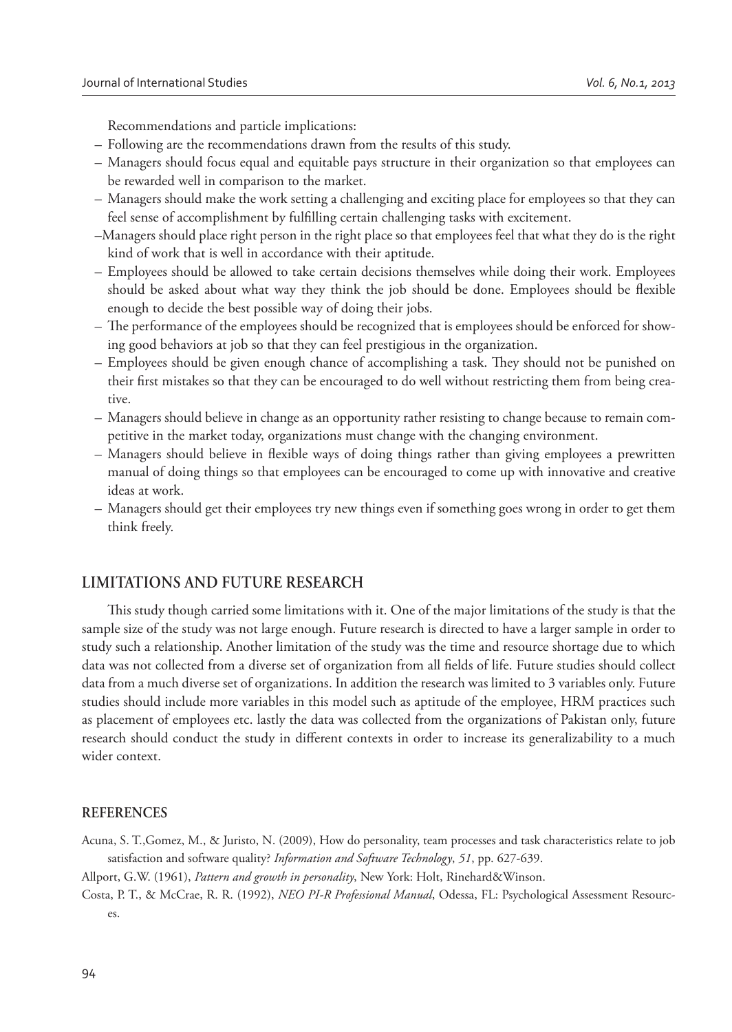Recommendations and particle implications:

- Following are the recommendations drawn from the results of this study.
- Managers should focus equal and equitable pays structure in their organization so that employees can be rewarded well in comparison to the market.
- Managers should make the work setting a challenging and exciting place for employees so that they can feel sense of accomplishment by fulfilling certain challenging tasks with excitement.
- Managers should place right person in the right place so that employees feel that what they do is the right kind of work that is well in accordance with their aptitude.
- Employees should be allowed to take certain decisions themselves while doing their work. Employees should be asked about what way they think the job should be done. Employees should be flexible enough to decide the best possible way of doing their jobs.
- The performance of the employees should be recognized that is employees should be enforced for showing good behaviors at job so that they can feel prestigious in the organization.
- Employees should be given enough chance of accomplishing a task. They should not be punished on their first mistakes so that they can be encouraged to do well without restricting them from being creative.
- Managers should believe in change as an opportunity rather resisting to change because to remain competitive in the market today, organizations must change with the changing environment.
- Managers should believe in flexible ways of doing things rather than giving employees a prewritten manual of doing things so that employees can be encouraged to come up with innovative and creative ideas at work.
- Managers should get their employees try new things even if something goes wrong in order to get them think freely.

## LIMITATIONS AND FUTURE RESEARCH

This study though carried some limitations with it. One of the major limitations of the study is that the sample size of the study was not large enough. Future research is directed to have a larger sample in order to study such a relationship. Another limitation of the study was the time and resource shortage due to which data was not collected from a diverse set of organization from all fields of life. Future studies should collect data from a much diverse set of organizations. In addition the research was limited to 3 variables only. Future studies should include more variables in this model such as aptitude of the employee, HRM practices such as placement of employees etc. lastly the data was collected from the organizations of Pakistan only, future research should conduct the study in different contexts in order to increase its generalizability to a much wider context.

## REFERENCES

Acuna, S. T.,Gomez, M., & Juristo, N. (2009), How do personality, team processes and task characteristics relate to job satisfaction and software quality? *Information and Software Technology*, *51*, pp. 627-639.

Allport, G.W. (1961), *Pattern and growth in personality*, New York: Holt, Rinehard&Winson.

Costa, P. T., & McCrae, R. R. (1992), *NEO PI-R Professional Manual*, Odessa, FL: Psychological Assessment Resources.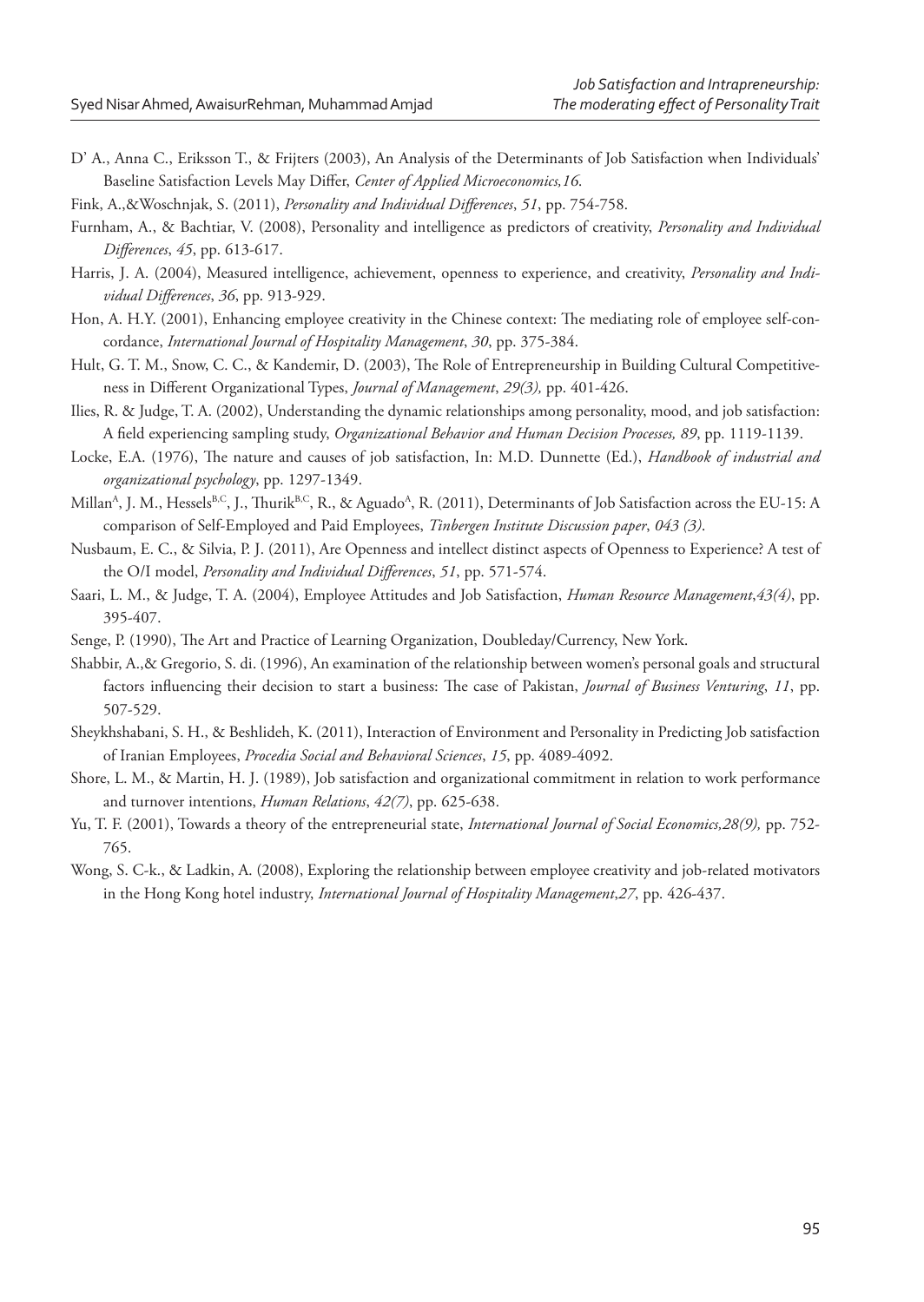D' A., Anna C., Eriksson T., & Frijters (2003), An Analysis of the Determinants of Job Satisfaction when Individuals' Baseline Satisfaction Levels May Differ, *Center of Applied Microeconomics,16*.

Fink, A.,&Woschnjak, S. (2011), *Personality and Individual Differences*, *51*, pp. 754-758.

Furnham, A., & Bachtiar, V. (2008), Personality and intelligence as predictors of creativity, *Personality and Individual Differences*, *45*, pp. 613-617.

Harris, J. A. (2004), Measured intelligence, achievement, openness to experience, and creativity, *Personality and Individual Differences*, *36*, pp. 913-929.

Hon, A. H.Y. (2001), Enhancing employee creativity in the Chinese context: The mediating role of employee self-concordance, *International Journal of Hospitality Management*, *30*, pp. 375-384.

Hult, G. T. M., Snow, C. C., & Kandemir, D. (2003), The Role of Entrepreneurship in Building Cultural Competitiveness in Different Organizational Types, *Journal of Management*, *29(3),* pp. 401-426.

Ilies, R. & Judge, T. A. (2002), Understanding the dynamic relationships among personality, mood, and job satisfaction: A field experiencing sampling study, *Organizational Behavior and Human Decision Processes, 89*, pp. 1119-1139.

Locke, E.A. (1976), The nature and causes of job satisfaction, In: M.D. Dunnette (Ed.), *Handbook of industrial and organizational psychology*, pp. 1297-1349.

Millan[A], J. M., Hessels[B,C], J., Thurik[B,C], R., & Aguado[A], R. (2011), Determinants of Job Satisfaction across the EU-15: A comparison of Self-Employed and Paid Employees, *Tinbergen Institute Discussion paper*, *043 (3)*.

Nusbaum, E. C., & Silvia, P. J. (2011), Are Openness and intellect distinct aspects of Openness to Experience? A test of the O/I model, *Personality and Individual Differences*, *51*, pp. 571-574.

Saari, L. M., & Judge, T. A. (2004), Employee Attitudes and Job Satisfaction, *Human Resource Management*,*43(4)*, pp. 395-407.

Senge, P. (1990), The Art and Practice of Learning Organization, Doubleday/Currency, New York.

Shabbir, A.,& Gregorio, S. di. (1996), An examination of the relationship between women's personal goals and structural factors influencing their decision to start a business: The case of Pakistan, *Journal of Business Venturing*, *11*, pp. 507-529.

Sheykhshabani, S. H., & Beshlideh, K. (2011), Interaction of Environment and Personality in Predicting Job satisfaction of Iranian Employees, *Procedia Social and Behavioral Sciences*, *15*, pp. 4089-4092.

Shore, L. M., & Martin, H. J. (1989), Job satisfaction and organizational commitment in relation to work performance and turnover intentions, *Human Relations*, *42(7)*, pp. 625-638.

Yu, T. F. (2001), Towards a theory of the entrepreneurial state, *International Journal of Social Economics,28(9),* pp. 752-765.

Wong, S. C-k., & Ladkin, A. (2008), Exploring the relationship between employee creativity and job-related motivators in the Hong Kong hotel industry, *International Journal of Hospitality Management*,*27*, pp. 426-437.